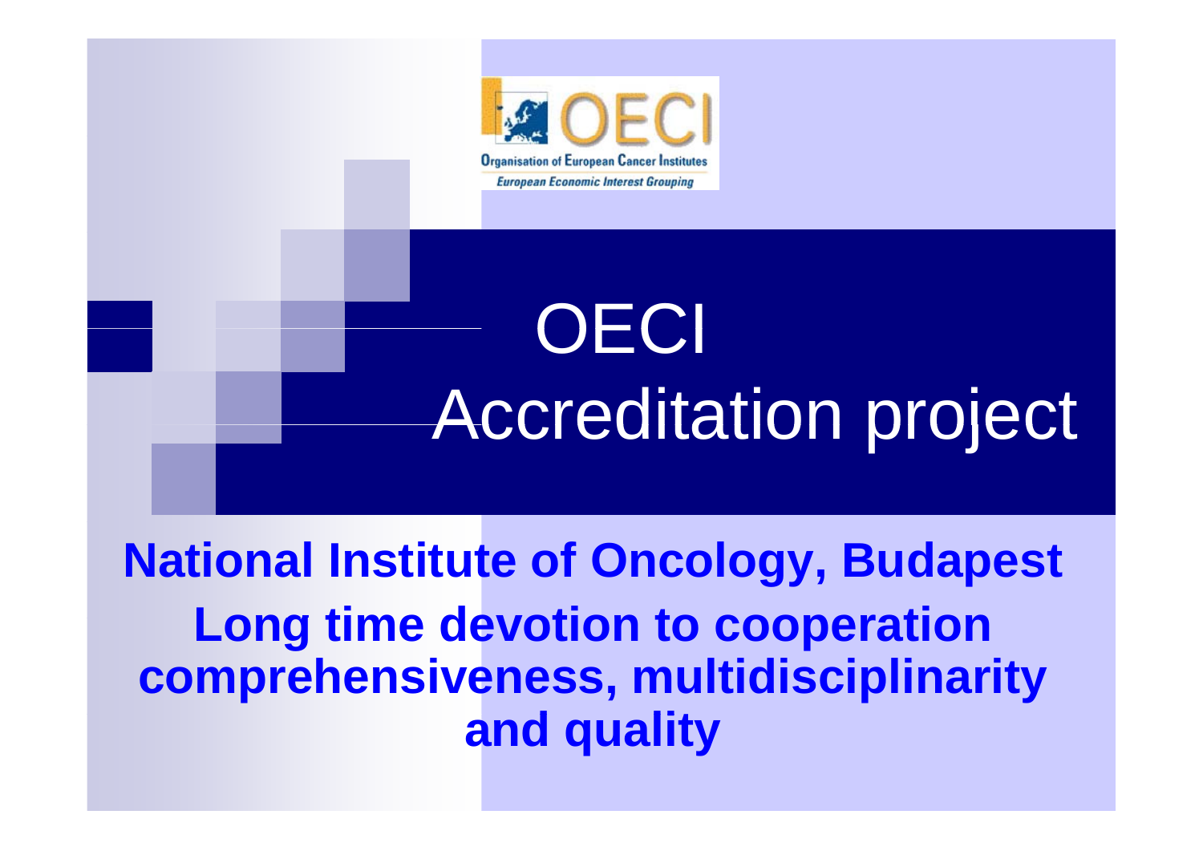Organisation of European Cancer Institutes

*European Economic Interest Grouping*

# OECI Accreditation project

**National Institute of Oncology, Budapest**

**Long time devotion to cooperation comprehensiveness, multidisciplinarity and quality**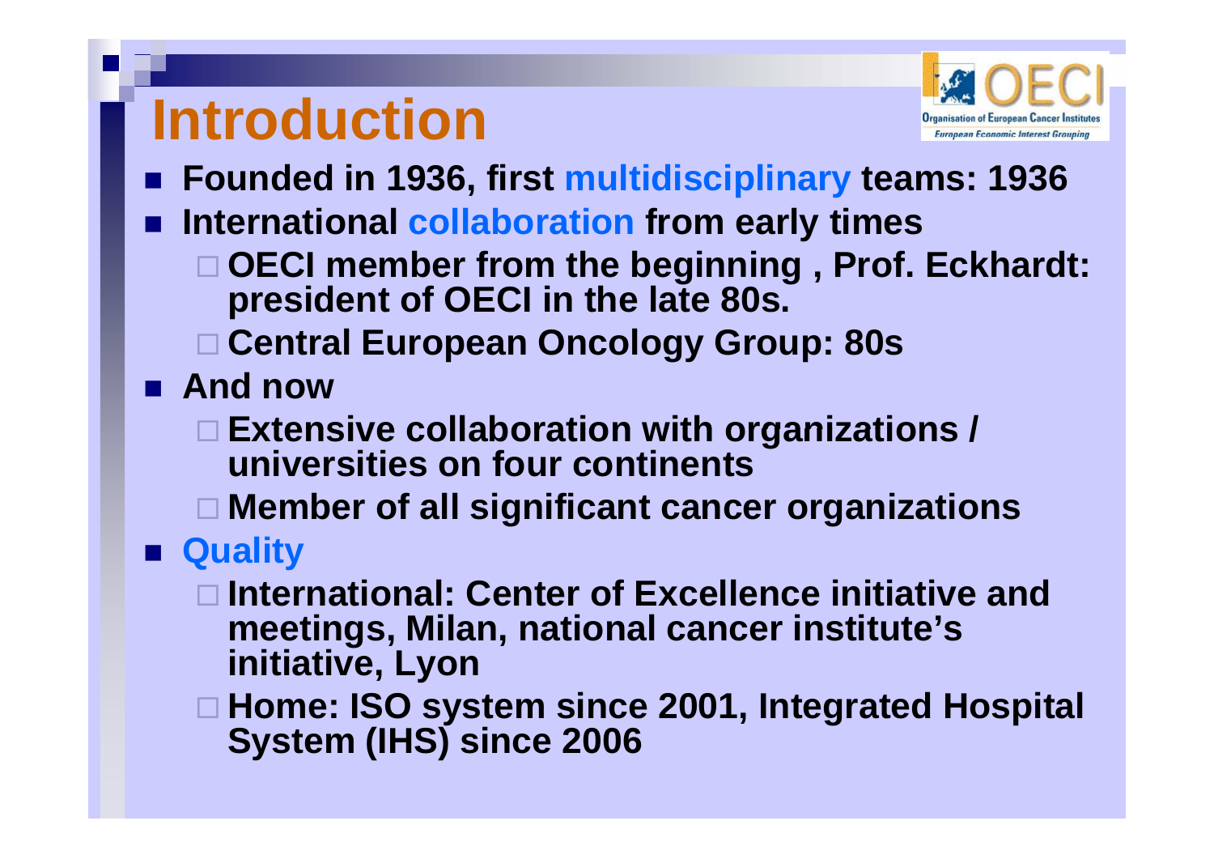# Introduction

- **Founded in 1936, first multidisciplinary teams: 1936**
- **International collaboration from early times**
  - **OECI member from the beginning , Prof. Eckhardt: president of OECI in the late 80s.**
  - **Central European Oncology Group: 80s**
- **And now**
  - **Extensive collaboration with organizations / universities on four continents**
  - **Member of all significant cancer organizations**
- **Quality**
  - **International: Center of Excellence initiative and meetings, Milan, national cancer institute's initiative, Lyon**
  - **Home: ISO system since 2001, Integrated Hospital System (IHS) since 2006**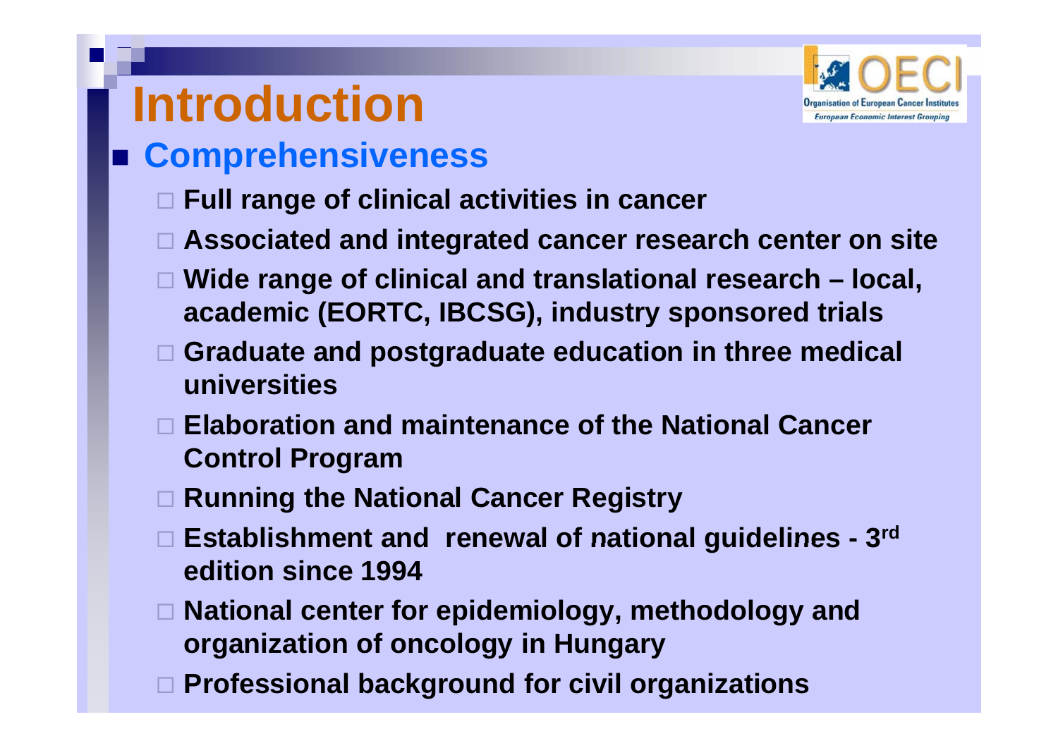# Introduction

- **Comprehensiveness**
  - **Full range of clinical activities in cancer**
  - **Associated and integrated cancer research center on site**
  - **Wide range of clinical and translational research – local, academic (EORTC, IBCSG), industry sponsored trials**
  - **Graduate and postgraduate education in three medical universities**
  - **Elaboration and maintenance of the National Cancer Control Program**
  - **Running the National Cancer Registry**
  - **Establishment and renewal of national guidelines - 3rd edition since 1994**
  - **National center for epidemiology, methodology and organization of oncology in Hungary**
  - **Professional background for civil organizations**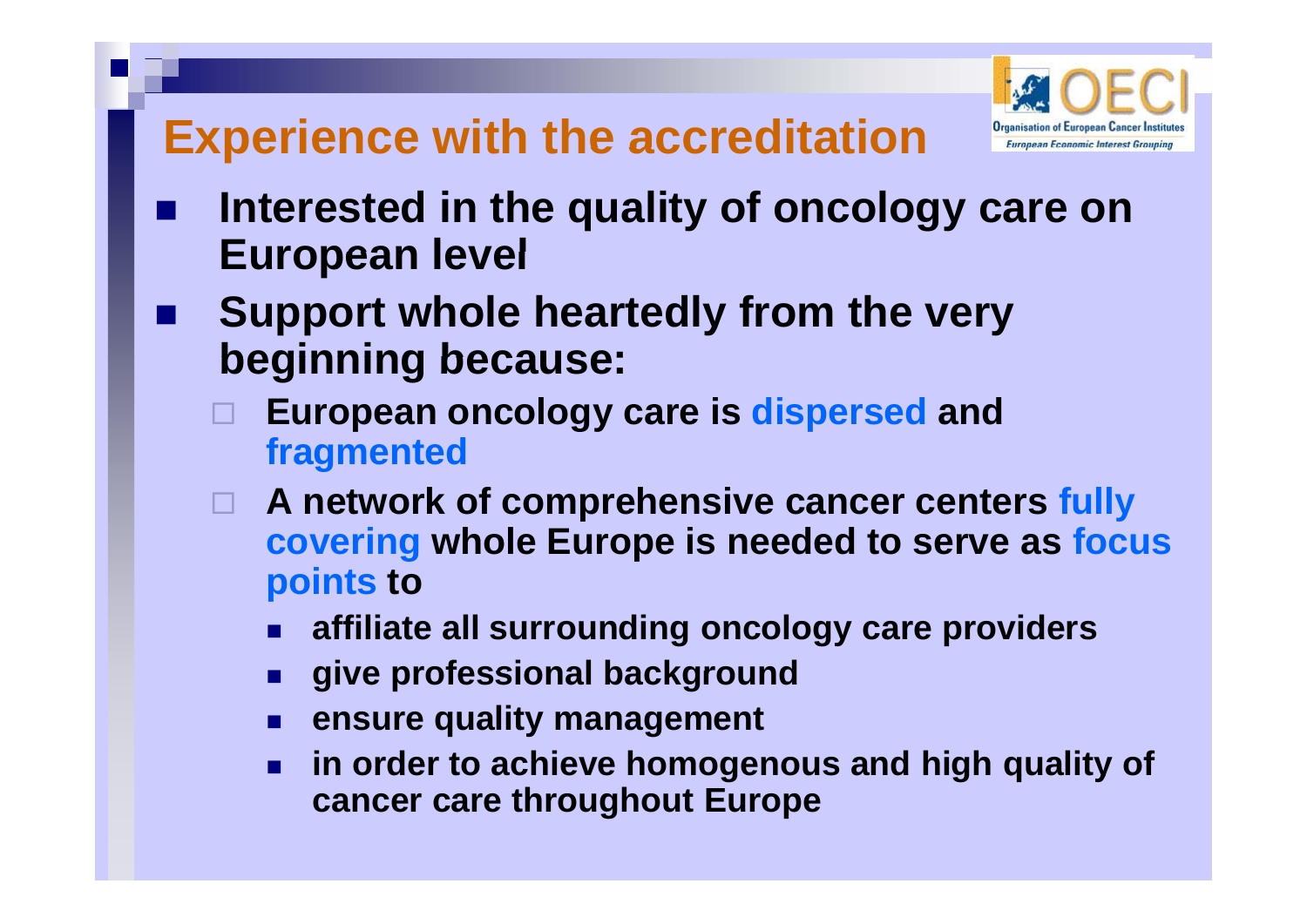# Experience with the accreditation

- **Interested in the quality of oncology care on European level**
- **Support whole heartedly from the very beginning because:**
  - **European oncology care is dispersed and fragmented**
  - **A network of comprehensive cancer centers fully covering whole Europe is needed to serve as focus points to**
    - **affiliate all surrounding oncology care providers**
    - **give professional background**
    - **ensure quality management**
    - **in order to achieve homogenous and high quality of cancer care throughout Europe**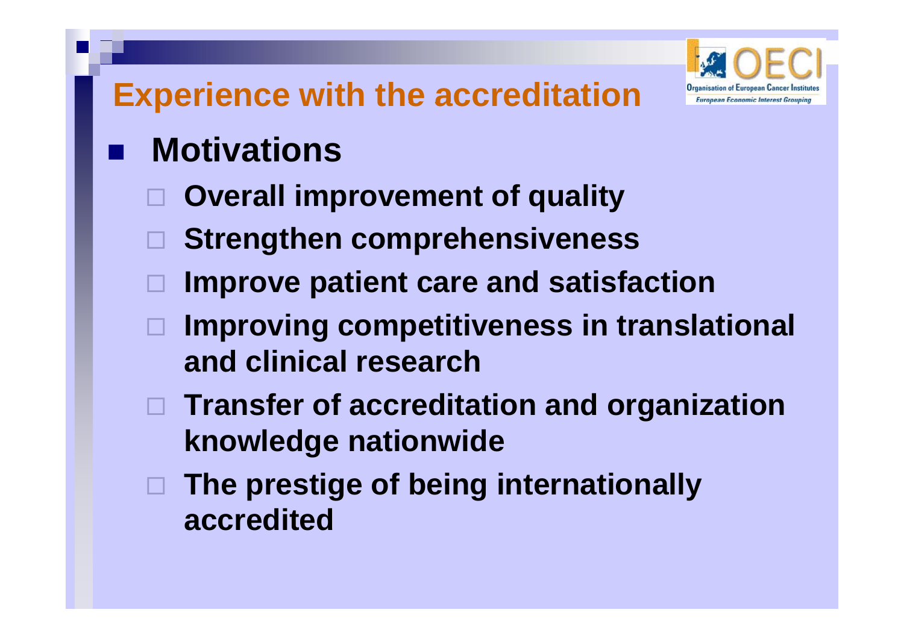# Experience with the accreditation

- **Motivations**
  - **Overall improvement of quality**
  - **Strengthen comprehensiveness**
  - **Improve patient care and satisfaction**
  - **Improving competitiveness in translational and clinical research**
  - **Transfer of accreditation and organization knowledge nationwide**
  - **The prestige of being internationally accredited**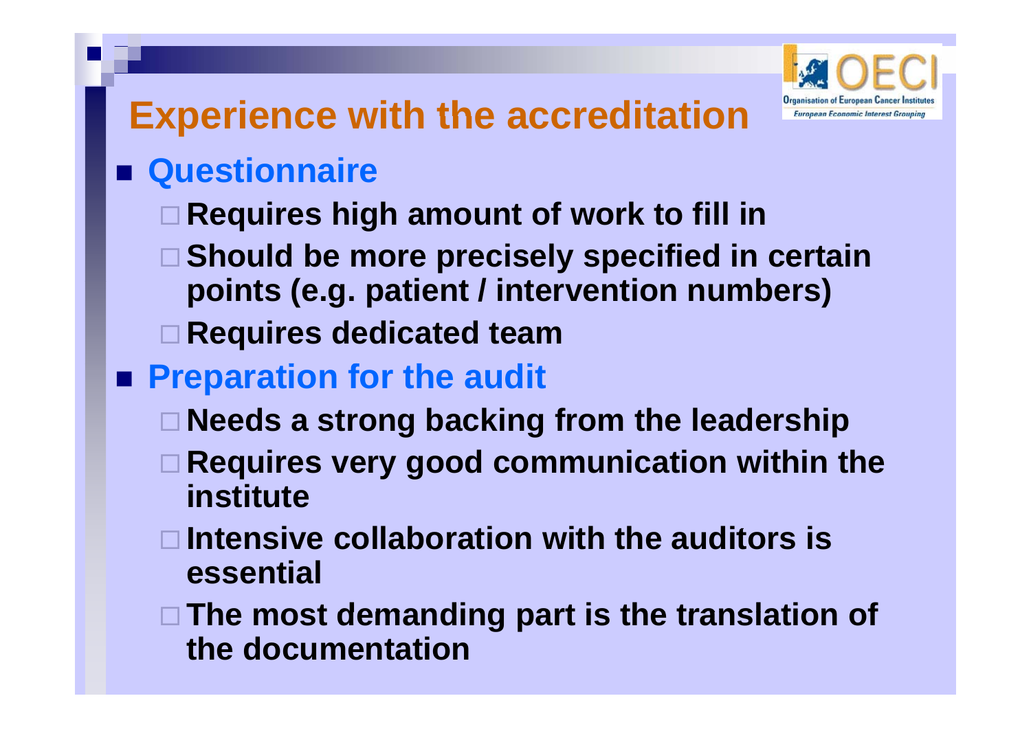# Experience with the accreditation

- **Questionnaire**
  - Requires high amount of work to fill in
  - Should be more precisely specified in certain points (e.g. patient / intervention numbers)
  - Requires dedicated team
- **Preparation for the audit**
  - Needs a strong backing from the leadership
  - Requires very good communication within the institute
  - Intensive collaboration with the auditors is essential
  - The most demanding part is the translation of the documentation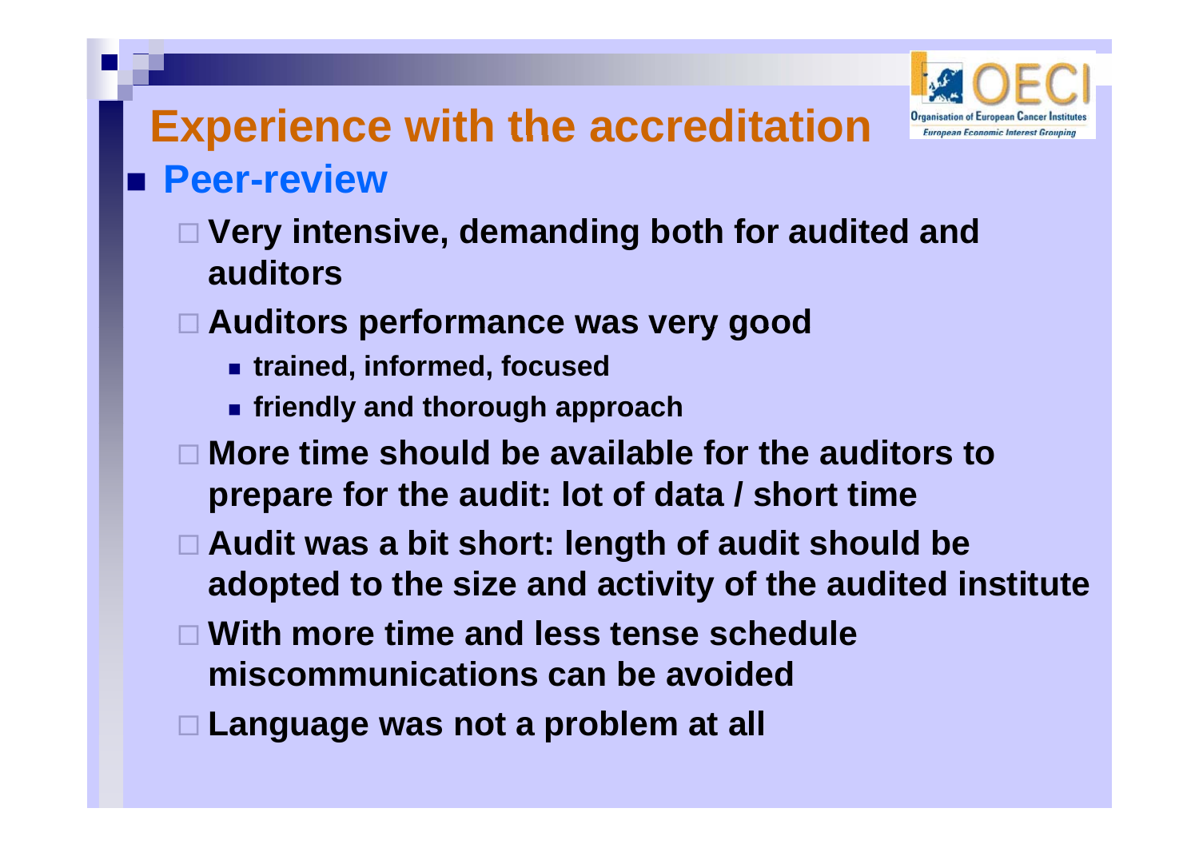# Experience with the accreditation

- **Peer-review**
  - Very intensive, demanding both for audited and auditors
  - Auditors performance was very good
    - trained, informed, focused
    - friendly and thorough approach
  - More time should be available for the auditors to prepare for the audit: lot of data / short time
  - Audit was a bit short: length of audit should be adopted to the size and activity of the audited institute
  - With more time and less tense schedule miscommunications can be avoided
  - Language was not a problem at all